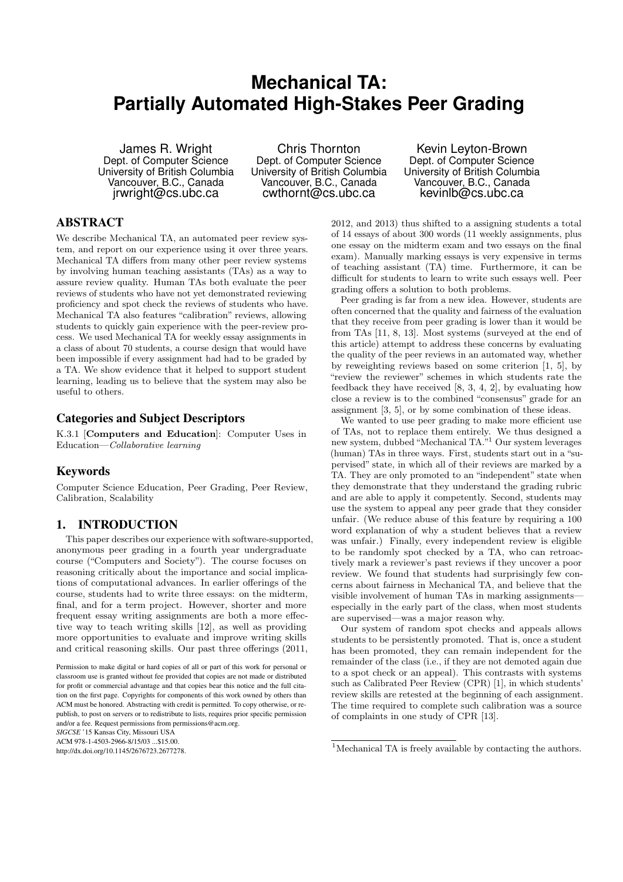# Mechanical TA: Partially Automated High-Stakes Peer Grading

James R. Wright
Dept. of Computer Science
University of British Columbia
Vancouver, B.C., Canada
jrwright@cs.ubc.ca

Chris Thornton
Dept. of Computer Science
University of British Columbia
Vancouver, B.C., Canada
cwthornt@cs.ubc.ca

Kevin Leyton-Brown
Dept. of Computer Science
University of British Columbia
Vancouver, B.C., Canada
kevinlb@cs.ubc.ca

## ABSTRACT

We describe Mechanical TA, an automated peer review system, and report on our experience using it over three years. Mechanical TA differs from many other peer review systems by involving human teaching assistants (TAs) as a way to assure review quality. Human TAs both evaluate the peer reviews of students who have not yet demonstrated reviewing proficiency and spot check the reviews of students who have. Mechanical TA also features "calibration" reviews, allowing students to quickly gain experience with the peer-review process. We used Mechanical TA for weekly essay assignments in a class of about 70 students, a course design that would have been impossible if every assignment had had to be graded by a TA. We show evidence that it helped to support student learning, leading us to believe that the system may also be useful to others.

### Categories and Subject Descriptors

K.3.1 [**Computers and Education**]: Computer Uses in Education—*Collaborative learning*

### Keywords

Computer Science Education, Peer Grading, Peer Review, Calibration, Scalability

## 1. INTRODUCTION

This paper describes our experience with software-supported, anonymous peer grading in a fourth year undergraduate course ("Computers and Society"). The course focuses on reasoning critically about the importance and social implications of computational advances. In earlier offerings of the course, students had to write three essays: on the midterm, final, and for a term project. However, shorter and more frequent essay writing assignments are both a more effective way to teach writing skills [12], as well as providing more opportunities to evaluate and improve writing skills and critical reasoning skills. Our past three offerings (2011, 2012, and 2013) thus shifted to a assigning students a total of 14 essays of about 300 words (11 weekly assignments, plus one essay on the midterm exam and two essays on the final exam). Manually marking essays is very expensive in terms of teaching assistant (TA) time. Furthermore, it can be difficult for students to learn to write such essays well. Peer grading offers a solution to both problems.

Peer grading is far from a new idea. However, students are often concerned that the quality and fairness of the evaluation that they receive from peer grading is lower than it would be from TAs [11, 8, 13]. Most systems (surveyed at the end of this article) attempt to address these concerns by evaluating the quality of the peer reviews in an automated way, whether by reweighting reviews based on some criterion [1, 5], by "review the reviewer" schemes in which students rate the feedback they have received [8, 3, 4, 2], by evaluating how close a review is to the combined "consensus" grade for an assignment [3, 5], or by some combination of these ideas.

We wanted to use peer grading to make more efficient use of TAs, not to replace them entirely. We thus designed a new system, dubbed "Mechanical TA."[1] Our system leverages (human) TAs in three ways. First, students start out in a "supervised" state, in which all of their reviews are marked by a TA. They are only promoted to an "independent" state when they demonstrate that they understand the grading rubric and are able to apply it competently. Second, students may use the system to appeal any peer grade that they consider unfair. (We reduce abuse of this feature by requiring a 100 word explanation of why a student believes that a review was unfair.) Finally, every independent review is eligible to be randomly spot checked by a TA, who can retroactively mark a reviewer's past reviews if they uncover a poor review. We found that students had surprisingly few concerns about fairness in Mechanical TA, and believe that the visible involvement of human TAs in marking assignments—especially in the early part of the class, when most students are supervised—was a major reason why.

Our system of random spot checks and appeals allows students to be persistently promoted. That is, once a student has been promoted, they can remain independent for the remainder of the class (i.e., if they are not demoted again due to a spot check or an appeal). This contrasts with systems such as Calibrated Peer Review (CPR) [1], in which students' review skills are retested at the beginning of each assignment. The time required to complete such calibration was a source of complaints in one study of CPR [13].

[1] Mechanical TA is freely available by contacting the authors.

Permission to make digital or hard copies of all or part of this work for personal or classroom use is granted without fee provided that copies are not made or distributed for profit or commercial advantage and that copies bear this notice and the full citation on the first page. Copyrights for components of this work owned by others than ACM must be honored. Abstracting with credit is permitted. To copy otherwise, or republish, to post on servers or to redistribute to lists, requires prior specific permission and/or a fee. Request permissions from permissions@acm.org.
*SIGCSE '15 Kansas City, Missouri USA*
ACM 978-1-4503-2966-8/15/03 ...$15.00.
http://dx.doi.org/10.1145/2676723.2677278.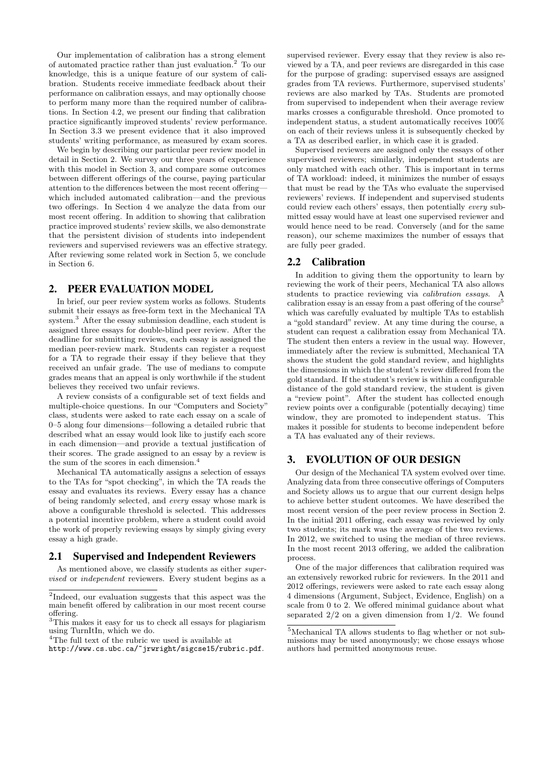Our implementation of calibration has a strong element of automated practice rather than just evaluation.[2] To our knowledge, this is a unique feature of our system of calibration. Students receive immediate feedback about their performance on calibration essays, and may optionally choose to perform many more than the required number of calibrations. In Section 4.2, we present our finding that calibration practice significantly improved students' review performance. In Section 3.3 we present evidence that it also improved students' writing performance, as measured by exam scores.

We begin by describing our particular peer review model in detail in Section 2. We survey our three years of experience with this model in Section 3, and compare some outcomes between different offerings of the course, paying particular attention to the differences between the most recent offering—which included automated calibration—and the previous two offerings. In Section 4 we analyze the data from our most recent offering. In addition to showing that calibration practice improved students' review skills, we also demonstrate that the persistent division of students into independent reviewers and supervised reviewers was an effective strategy. After reviewing some related work in Section 5, we conclude in Section 6.

## 2. PEER EVALUATION MODEL

In brief, our peer review system works as follows. Students submit their essays as free-form text in the Mechanical TA system.[3] After the essay submission deadline, each student is assigned three essays for double-blind peer review. After the deadline for submitting reviews, each essay is assigned the median peer-review mark. Students can register a request for a TA to regrade their essay if they believe that they received an unfair grade. The use of medians to compute grades means that an appeal is only worthwhile if the student believes they received two unfair reviews.

A review consists of a configurable set of text fields and multiple-choice questions. In our "Computers and Society" class, students were asked to rate each essay on a scale of 0–5 along four dimensions—following a detailed rubric that described what an essay would look like to justify each score in each dimension—and provide a textual justification of their scores. The grade assigned to an essay by a review is the sum of the scores in each dimension.[4]

Mechanical TA automatically assigns a selection of essays to the TAs for "spot checking", in which the TA reads the essay and evaluates its reviews. Every essay has a chance of being randomly selected, and *every* essay whose mark is above a configurable threshold is selected. This addresses a potential incentive problem, where a student could avoid the work of properly reviewing essays by simply giving every essay a high grade.

### 2.1 Supervised and Independent Reviewers

As mentioned above, we classify students as either *supervised* or *independent* reviewers. Every student begins as a supervised reviewer. Every essay that they review is also reviewed by a TA, and peer reviews are disregarded in this case for the purpose of grading: supervised essays are assigned grades from TA reviews. Furthermore, supervised students' reviews are also marked by TAs. Students are promoted from supervised to independent when their average review marks crosses a configurable threshold. Once promoted to independent status, a student automatically receives 100% on each of their reviews unless it is subsequently checked by a TA as described earlier, in which case it is graded.

Supervised reviewers are assigned only the essays of other supervised reviewers; similarly, independent students are only matched with each other. This is important in terms of TA workload: indeed, it minimizes the number of essays that must be read by the TAs who evaluate the supervised reviewers' reviews. If independent and supervised students could review each others' essays, then potentially *every* submitted essay would have at least one supervised reviewer and would hence need to be read. Conversely (and for the same reason), our scheme maximizes the number of essays that are fully peer graded.

### 2.2 Calibration

In addition to giving them the opportunity to learn by reviewing the work of their peers, Mechanical TA also allows students to practice reviewing via *calibration essays*. A calibration essay is an essay from a past offering of the course[5] which was carefully evaluated by multiple TAs to establish a "gold standard" review. At any time during the course, a student can request a calibration essay from Mechanical TA. The student then enters a review in the usual way. However, immediately after the review is submitted, Mechanical TA shows the student the gold standard review, and highlights the dimensions in which the student's review differed from the gold standard. If the student's review is within a configurable distance of the gold standard review, the student is given a "review point". After the student has collected enough review points over a configurable (potentially decaying) time window, they are promoted to independent status. This makes it possible for students to become independent before a TA has evaluated any of their reviews.

## 3. EVOLUTION OF OUR DESIGN

Our design of the Mechanical TA system evolved over time. Analyzing data from three consecutive offerings of Computers and Society allows us to argue that our current design helps to achieve better student outcomes. We have described the most recent version of the peer review process in Section 2. In the initial 2011 offering, each essay was reviewed by only two students; its mark was the average of the two reviews. In 2012, we switched to using the median of three reviews. In the most recent 2013 offering, we added the calibration process.

One of the major differences that calibration required was an extensively reworked rubric for reviewers. In the 2011 and 2012 offerings, reviewers were asked to rate each essay along 4 dimensions (Argument, Subject, Evidence, English) on a scale from 0 to 2. We offered minimal guidance about what separated 2/2 on a given dimension from 1/2. We found

---

[2] Indeed, our evaluation suggests that this aspect was the main benefit offered by calibration in our most recent course offering.

[3] This makes it easy for us to check all essays for plagiarism using TurnItIn, which we do.

[4] The full text of the rubric we used is available at `http://www.cs.ubc.ca/~jrwright/sigcse15/rubric.pdf`.

[5] Mechanical TA allows students to flag whether or not submissions may be used anonymously; we chose essays whose authors had permitted anonymous reuse.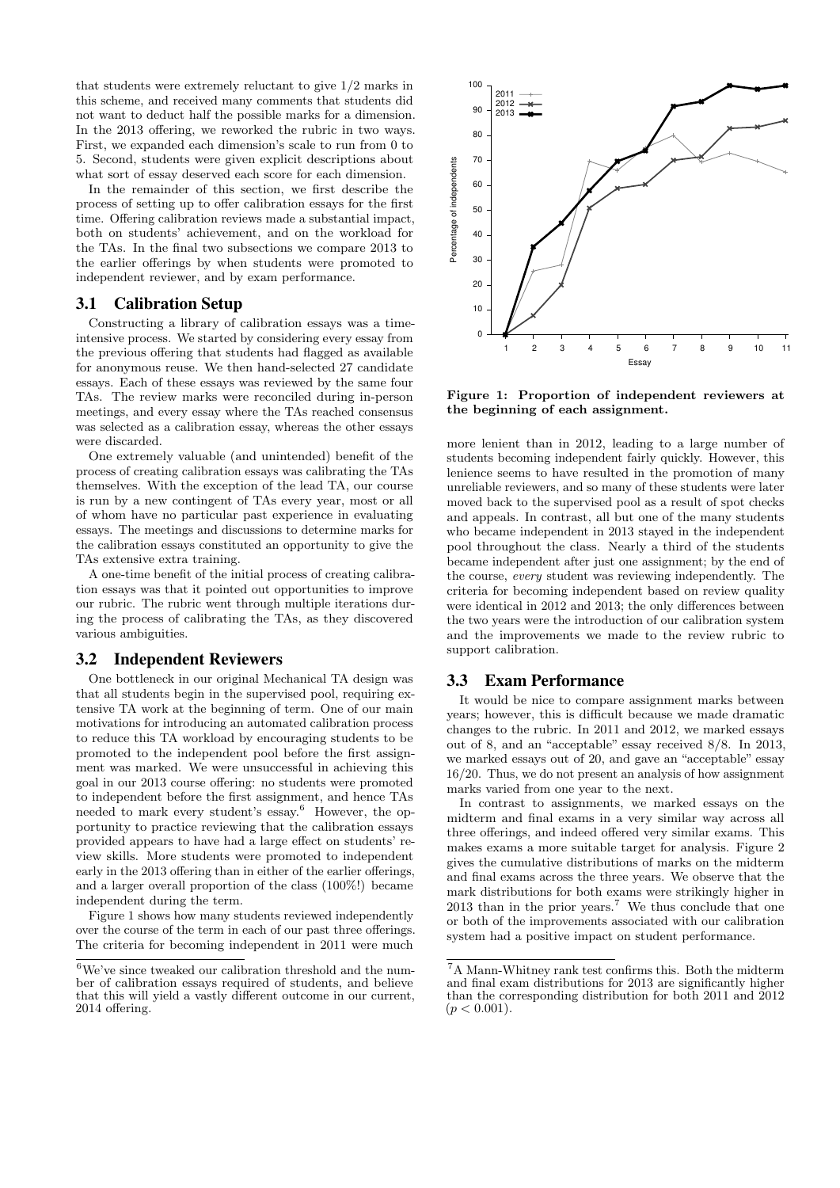that students were extremely reluctant to give 1/2 marks in this scheme, and received many comments that students did not want to deduct half the possible marks for a dimension. In the 2013 offering, we reworked the rubric in two ways. First, we expanded each dimension's scale to run from 0 to 5. Second, students were given explicit descriptions about what sort of essay deserved each score for each dimension.

In the remainder of this section, we first describe the process of setting up to offer calibration essays for the first time. Offering calibration reviews made a substantial impact, both on students' achievement, and on the workload for the TAs. In the final two subsections we compare 2013 to the earlier offerings by when students were promoted to independent reviewer, and by exam performance.

## 3.1 Calibration Setup

Constructing a library of calibration essays was a time-intensive process. We started by considering every essay from the previous offering that students had flagged as available for anonymous reuse. We then hand-selected 27 candidate essays. Each of these essays was reviewed by the same four TAs. The review marks were reconciled during in-person meetings, and every essay where the TAs reached consensus was selected as a calibration essay, whereas the other essays were discarded.

One extremely valuable (and unintended) benefit of the process of creating calibration essays was calibrating the TAs themselves. With the exception of the lead TA, our course is run by a new contingent of TAs every year, most or all of whom have no particular past experience in evaluating essays. The meetings and discussions to determine marks for the calibration essays constituted an opportunity to give the TAs extensive extra training.

A one-time benefit of the initial process of creating calibration essays was that it pointed out opportunities to improve our rubric. The rubric went through multiple iterations during the process of calibrating the TAs, as they discovered various ambiguities.

## 3.2 Independent Reviewers

One bottleneck in our original Mechanical TA design was that all students begin in the supervised pool, requiring extensive TA work at the beginning of term. One of our main motivations for introducing an automated calibration process to reduce this TA workload by encouraging students to be promoted to the independent pool before the first assignment was marked. We were unsuccessful in achieving this goal in our 2013 course offering: no students were promoted to independent before the first assignment, and hence TAs needed to mark every student's essay.[6] However, the opportunity to practice reviewing that the calibration essays provided appears to have had a large effect on students' review skills. More students were promoted to independent early in the 2013 offering than in either of the earlier offerings, and a larger overall proportion of the class (100%!) became independent during the term.

Figure 1 shows how many students reviewed independently over the course of the term in each of our past three offerings. The criteria for becoming independent in 2011 were much more lenient than in 2012, leading to a large number of students becoming independent fairly quickly. However, this lenience seems to have resulted in the promotion of many unreliable reviewers, and so many of these students were later moved back to the supervised pool as a result of spot checks and appeals. In contrast, all but one of the many students who became independent in 2013 stayed in the independent pool throughout the class. Nearly a third of the students became independent after just one assignment; by the end of the course, *every* student was reviewing independently. The criteria for becoming independent based on review quality were identical in 2012 and 2013; the only differences between the two years were the introduction of our calibration system and the improvements we made to the review rubric to support calibration.

**Figure 1: Proportion of independent reviewers at the beginning of each assignment.**

## 3.3 Exam Performance

It would be nice to compare assignment marks between years; however, this is difficult because we made dramatic changes to the rubric. In 2011 and 2012, we marked essays out of 8, and an "acceptable" essay received 8/8. In 2013, we marked essays out of 20, and gave an "acceptable" essay 16/20. Thus, we do not present an analysis of how assignment marks varied from one year to the next.

In contrast to assignments, we marked essays on the midterm and final exams in a very similar way across all three offerings, and indeed offered very similar exams. This makes exams a more suitable target for analysis. Figure 2 gives the cumulative distributions of marks on the midterm and final exams across the three years. We observe that the mark distributions for both exams were strikingly higher in 2013 than in the prior years.[7] We thus conclude that one or both of the improvements associated with our calibration system had a positive impact on student performance.

[6] We've since tweaked our calibration threshold and the number of calibration essays required of students, and believe that this will yield a vastly different outcome in our current, 2014 offering.

[7] A Mann-Whitney rank test confirms this. Both the midterm and final exam distributions for 2013 are significantly higher than the corresponding distribution for both 2011 and 2012 ($p < 0.001$).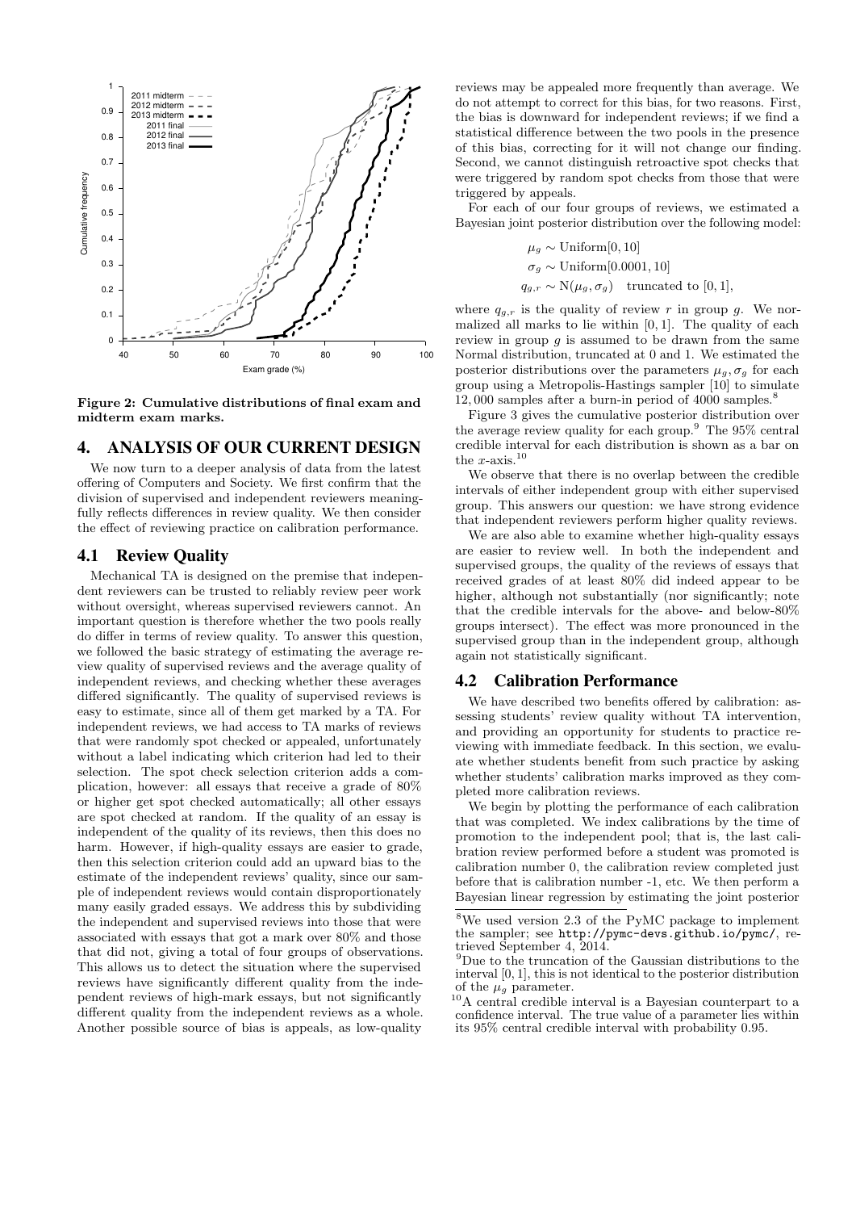1
0.9
0.8
0.7
0.6
0.5
0.4
0.3
0.2
0.1
0
40 50 60 70 80 90 100
Exam grade (%)
Cumulative frequency
2011 midterm
2012 midterm
2013 midterm
2011 final
2012 final
2013 final

**Figure 2: Cumulative distributions of final exam and midterm exam marks.**

## 4. ANALYSIS OF OUR CURRENT DESIGN

We now turn to a deeper analysis of data from the latest offering of Computers and Society. We first confirm that the division of supervised and independent reviewers meaningfully reflects differences in review quality. We then consider the effect of reviewing practice on calibration performance.

### 4.1 Review Quality

Mechanical TA is designed on the premise that independent reviewers can be trusted to reliably review peer work without oversight, whereas supervised reviewers cannot. An important question is therefore whether the two pools really do differ in terms of review quality. To answer this question, we followed the basic strategy of estimating the average review quality of supervised reviews and the average quality of independent reviews, and checking whether these averages differed significantly. The quality of supervised reviews is easy to estimate, since all of them get marked by a TA. For independent reviews, we had access to TA marks of reviews that were randomly spot checked or appealed, unfortunately without a label indicating which criterion had led to their selection. The spot check selection criterion adds a complication, however: all essays that receive a grade of 80% or higher get spot checked automatically; all other essays are spot checked at random. If the quality of an essay is independent of the quality of its reviews, then this does no harm. However, if high-quality essays are easier to grade, then this selection criterion could add an upward bias to the estimate of the independent reviews' quality, since our sample of independent reviews would contain disproportionately many easily graded essays. We address this by subdividing the independent and supervised reviews into those that were associated with essays that got a mark over 80% and those that did not, giving a total of four groups of observations. This allows us to detect the situation where the supervised reviews have significantly different quality from the independent reviews of high-mark essays, but not significantly different quality from the independent reviews as a whole. Another possible source of bias is appeals, as low-quality reviews may be appealed more frequently than average. We do not attempt to correct for this bias, for two reasons. First, the bias is downward for independent reviews; if we find a statistical difference between the two pools in the presence of this bias, correcting for it will not change our finding. Second, we cannot distinguish retroactive spot checks that were triggered by random spot checks from those that were triggered by appeals.

For each of our four groups of reviews, we estimated a Bayesian joint posterior distribution over the following model:

$$\mu_g \sim \text{Uniform}[0, 10]$$
$$\sigma_g \sim \text{Uniform}[0.0001, 10]$$
$$q_{g,r} \sim \text{N}(\mu_g, \sigma_g) \quad \text{truncated to } [0, 1],$$

where $q_{g,r}$ is the quality of review $r$ in group $g$. We normalized all marks to lie within $[0, 1]$. The quality of each review in group $g$ is assumed to be drawn from the same Normal distribution, truncated at 0 and 1. We estimated the posterior distributions over the parameters $\mu_g, \sigma_g$ for each group using a Metropolis-Hastings sampler [10] to simulate 12,000 samples after a burn-in period of 4000 samples.[8]

Figure 3 gives the cumulative posterior distribution over the average review quality for each group.[9] The 95% central credible interval for each distribution is shown as a bar on the $x$-axis.[10]

We observe that there is no overlap between the credible intervals of either independent group with either supervised group. This answers our question: we have strong evidence that independent reviewers perform higher quality reviews.

We are also able to examine whether high-quality essays are easier to review well. In both the independent and supervised groups, the quality of the reviews of essays that received grades of at least 80% did indeed appear to be higher, although not substantially (nor significantly; note that the credible intervals for the above- and below-80% groups intersect). The effect was more pronounced in the supervised group than in the independent group, although again not statistically significant.

### 4.2 Calibration Performance

We have described two benefits offered by calibration: assessing students' review quality without TA intervention, and providing an opportunity for students to practice reviewing with immediate feedback. In this section, we evaluate whether students benefit from such practice by asking whether students' calibration marks improved as they completed more calibration reviews.

We begin by plotting the performance of each calibration that was completed. We index calibrations by the time of promotion to the independent pool; that is, the last calibration review performed before a student was promoted is calibration number 0, the calibration review completed just before that is calibration number -1, etc. We then perform a Bayesian linear regression by estimating the joint posterior

[8] We used version 2.3 of the PyMC package to implement the sampler; see http://pymc-devs.github.io/pymc/, retrieved September 4, 2014.

[9] Due to the truncation of the Gaussian distributions to the interval $[0, 1]$, this is not identical to the posterior distribution of the $\mu_g$ parameter.

[10] A central credible interval is a Bayesian counterpart to a confidence interval. The true value of a parameter lies within its 95% central credible interval with probability 0.95.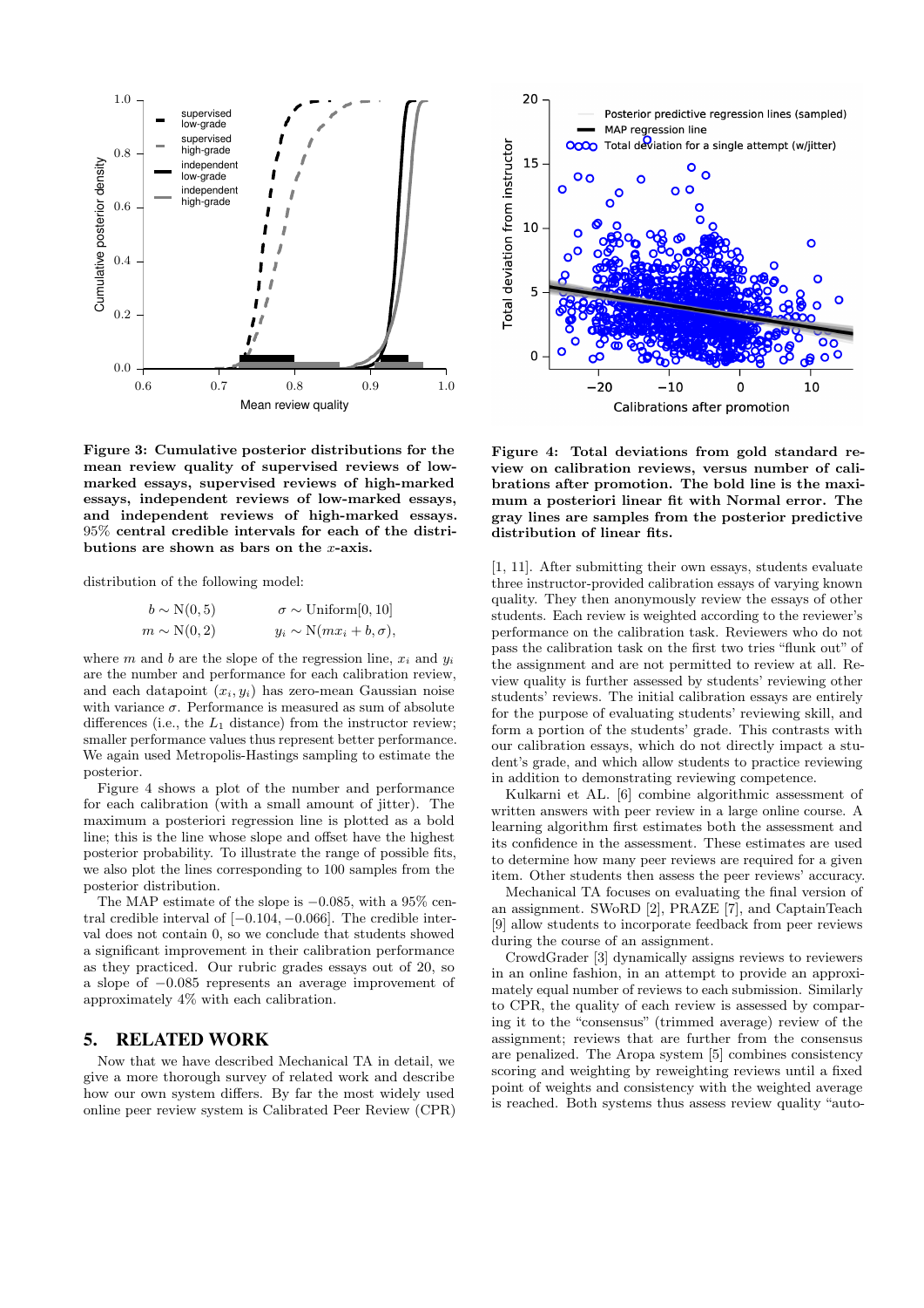**Figure 3: Cumulative posterior distributions for the mean review quality of supervised reviews of low-marked essays, supervised reviews of high-marked essays, independent reviews of low-marked essays, and independent reviews of high-marked essays. 95% central credible intervals for each of the distributions are shown as bars on the $x$-axis.**

distribution of the following model:

$$b \sim \text{N}(0, 5) \qquad \sigma \sim \text{Uniform}[0, 10]$$
$$m \sim \text{N}(0, 2) \qquad y_i \sim \text{N}(mx_i + b, \sigma),$$

where $m$ and $b$ are the slope of the regression line, $x_i$ and $y_i$ are the number and performance for each calibration review, and each datapoint $(x_i, y_i)$ has zero-mean Gaussian noise with variance $\sigma$. Performance is measured as sum of absolute differences (i.e., the $L_1$ distance) from the instructor review; smaller performance values thus represent better performance. We again used Metropolis-Hastings sampling to estimate the posterior.

Figure 4 shows a plot of the number and performance for each calibration (with a small amount of jitter). The maximum a posteriori regression line is plotted as a bold line; this is the line whose slope and offset have the highest posterior probability. To illustrate the range of possible fits, we also plot the lines corresponding to 100 samples from the posterior distribution.

The MAP estimate of the slope is $-0.085$, with a 95% central credible interval of $[-0.104, -0.066]$. The credible interval does not contain 0, so we conclude that students showed a significant improvement in their calibration performance as they practiced. Our rubric grades essays out of 20, so a slope of $-0.085$ represents an average improvement of approximately 4% with each calibration.

## 5. RELATED WORK

Now that we have described Mechanical TA in detail, we give a more thorough survey of related work and describe how our own system differs. By far the most widely used online peer review system is Calibrated Peer Review (CPR)

**Figure 4: Total deviations from gold standard review on calibration reviews, versus number of calibrations after promotion. The bold line is the maximum a posteriori linear fit with Normal error. The gray lines are samples from the posterior predictive distribution of linear fits.**

[1, 11]. After submitting their own essays, students evaluate three instructor-provided calibration essays of varying known quality. They then anonymously review the essays of other students. Each review is weighted according to the reviewer's performance on the calibration task. Reviewers who do not pass the calibration task on the first two tries "flunk out" of the assignment and are not permitted to review at all. Review quality is further assessed by students' reviewing other students' reviews. The initial calibration essays are entirely for the purpose of evaluating students' reviewing skill, and form a portion of the students' grade. This contrasts with our calibration essays, which do not directly impact a student's grade, and which allow students to practice reviewing in addition to demonstrating reviewing competence.

Kulkarni et AL. [6] combine algorithmic assessment of written answers with peer review in a large online course. A learning algorithm first estimates both the assessment and its confidence in the assessment. These estimates are used to determine how many peer reviews are required for a given item. Other students then assess the peer reviews' accuracy.

Mechanical TA focuses on evaluating the final version of an assignment. SWoRD [2], PRAZE [7], and CaptainTeach [9] allow students to incorporate feedback from peer reviews during the course of an assignment.

CrowdGrader [3] dynamically assigns reviews to reviewers in an online fashion, in an attempt to provide an approximately equal number of reviews to each submission. Similarly to CPR, the quality of each review is assessed by comparing it to the "consensus" (trimmed average) review of the assignment; reviews that are further from the consensus are penalized. The Aropa system [5] combines consistency scoring and weighting by reweighting reviews until a fixed point of weights and consistency with the weighted average is reached. Both systems thus assess review quality "auto-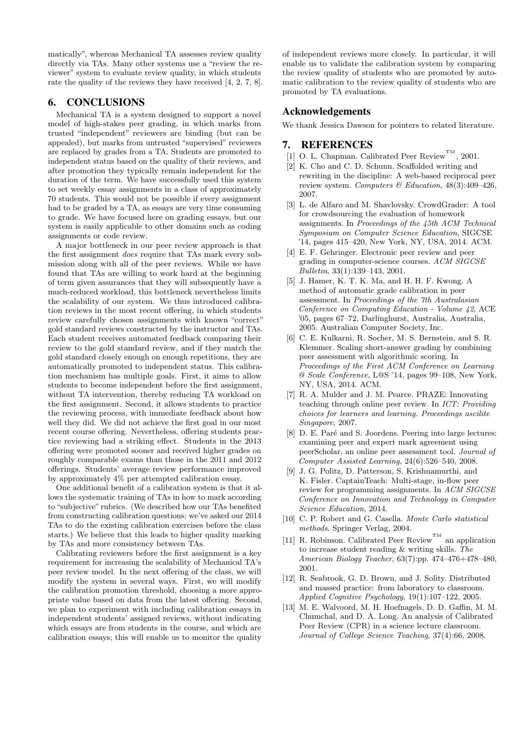matically", whereas Mechanical TA assesses review quality directly via TAs. Many other systems use a "review the reviewer" system to evaluate review quality, in which students rate the quality of the reviews they have received [4, 2, 7, 8].

## 6. CONCLUSIONS

Mechanical TA is a system designed to support a novel model of high-stakes peer grading, in which marks from trusted "independent" reviewers are binding (but can be appealed), but marks from untrusted "supervised" reviewers are replaced by grades from a TA. Students are promoted to independent status based on the quality of their reviews, and after promotion they typically remain independent for the duration of the term. We have successfully used this system to set weekly essay assignments in a class of approximately 70 students. This would not be possible if every assignment had to be graded by a TA, as essays are very time consuming to grade. We have focused here on grading essays, but our system is easily applicable to other domains such as coding assignments or code review.

A major bottleneck in our peer review approach is that the first assignment *does* require that TAs mark every submission along with all of the peer reviews. While we have found that TAs are willing to work hard at the beginning of term given assurances that they will subsequently have a much-reduced workload, this bottleneck nevertheless limits the scalability of our system. We thus introduced calibration reviews in the most recent offering, in which students review carefully chosen assignments with known "correct" gold standard reviews constructed by the instructor and TAs. Each student receives automated feedback comparing their review to the gold standard review, and if they match the gold standard closely enough on enough repetitions, they are automatically promoted to independent status. This calibration mechanism has multiple goals. First, it aims to allow students to become independent before the first assignment, without TA intervention, thereby reducing TA workload on the first assignment. Second, it allows students to practice the reviewing process, with immediate feedback about how well they did. We did not achieve the first goal in our most recent course offering. Nevertheless, offering students practice reviewing had a striking effect. Students in the 2013 offering were promoted sooner and received higher grades on roughly comparable exams than those in the 2011 and 2012 offerings. Students' average review performance improved by approximately 4% per attempted calibration essay.

One additional benefit of a calibration system is that it allows the systematic training of TAs in how to mark according to "subjective" rubrics. (We described how our TAs benefited from constructing calibration questions; we've asked our 2014 TAs to do the existing calibration exercises before the class starts.) We believe that this leads to higher quality marking by TAs and more consistency between TAs.

Calibrating reviewers before the first assignment is a key requirement for increasing the scalability of Mechanical TA's peer review model. In the next offering of the class, we will modify the system in several ways. First, we will modify the calibration promotion threshold, choosing a more appropriate value based on data from the latest offering. Second, we plan to experiment with including calibration essays in independent students' assigned reviews, without indicating which essays are from students in the course, and which are calibration essays; this will enable us to monitor the quality of independent reviews more closely. In particular, it will enable us to validate the calibration system by comparing the review quality of students who are promoted by automatic calibration to the review quality of students who are promoted by TA evaluations.

### Acknowledgements

We thank Jessica Dawson for pointers to related literature.

## 7. REFERENCES

[1] O. L. Chapman. Calibrated Peer Review™, 2001.

[2] K. Cho and C. D. Schunn. Scaffolded writing and rewriting in the discipline: A web-based reciprocal peer review system. *Computers & Education*, 48(3):409–426, 2007.

[3] L. de Alfaro and M. Shavlovsky. CrowdGrader: A tool for crowdsourcing the evaluation of homework assignments. In *Proceedings of the 45th ACM Technical Symposium on Computer Science Education*, SIGCSE '14, pages 415–420, New York, NY, USA, 2014. ACM.

[4] E. F. Gehringer. Electronic peer review and peer grading in computer-science courses. *ACM SIGCSE Bulletin*, 33(1):139–143, 2001.

[5] J. Hamer, K. T. K. Ma, and H. H. F. Kwong. A method of automatic grade calibration in peer assessment. In *Proceedings of the 7th Australasian Conference on Computing Education - Volume 42*, ACE '05, pages 67–72, Darlinghurst, Australia, Australia, 2005. Australian Computer Society, Inc.

[6] C. E. Kulkarni, R. Socher, M. S. Bernstein, and S. R. Klemmer. Scaling short-answer grading by combining peer assessment with algorithmic scoring. In *Proceedings of the First ACM Conference on Learning @ Scale Conference*, L@S '14, pages 99–108, New York, NY, USA, 2014. ACM.

[7] R. A. Mulder and J. M. Pearce. PRAZE: Innovating teaching through online peer review. In *ICT: Providing choices for learners and learning. Proceedings ascilite Singapore*, 2007.

[8] D. E. Paré and S. Joordens. Peering into large lectures: examining peer and expert mark agreement using peerScholar, an online peer assessment tool. *Journal of Computer Assisted Learning*, 24(6):526–540, 2008.

[9] J. G. Politz, D. Patterson, S. Krishnamurthi, and K. Fisler. CaptainTeach: Multi-stage, in-flow peer review for programming assignments. In *ACM SIGCSE Conference on Innovation and Technology in Computer Science Education*, 2014.

[10] C. P. Robert and G. Casella. *Monte Carlo statistical methods*. Springer Verlag, 2004.

[11] R. Robinson. Calibrated Peer Review™ an application to increase student reading & writing skills. *The American Biology Teacher*, 63(7):pp. 474–476+478–480, 2001.

[12] R. Seabrook, G. D. Brown, and J. Solity. Distributed and massed practice: from laboratory to classroom. *Applied Cognitive Psychology*, 19(1):107–122, 2005.

[13] M. E. Walvoord, M. H. Hoefnagels, D. D. Gaffin, M. M. Chumchal, and D. A. Long. An analysis of Calibrated Peer Review (CPR) in a science lecture classroom. *Journal of College Science Teaching*, 37(4):66, 2008.